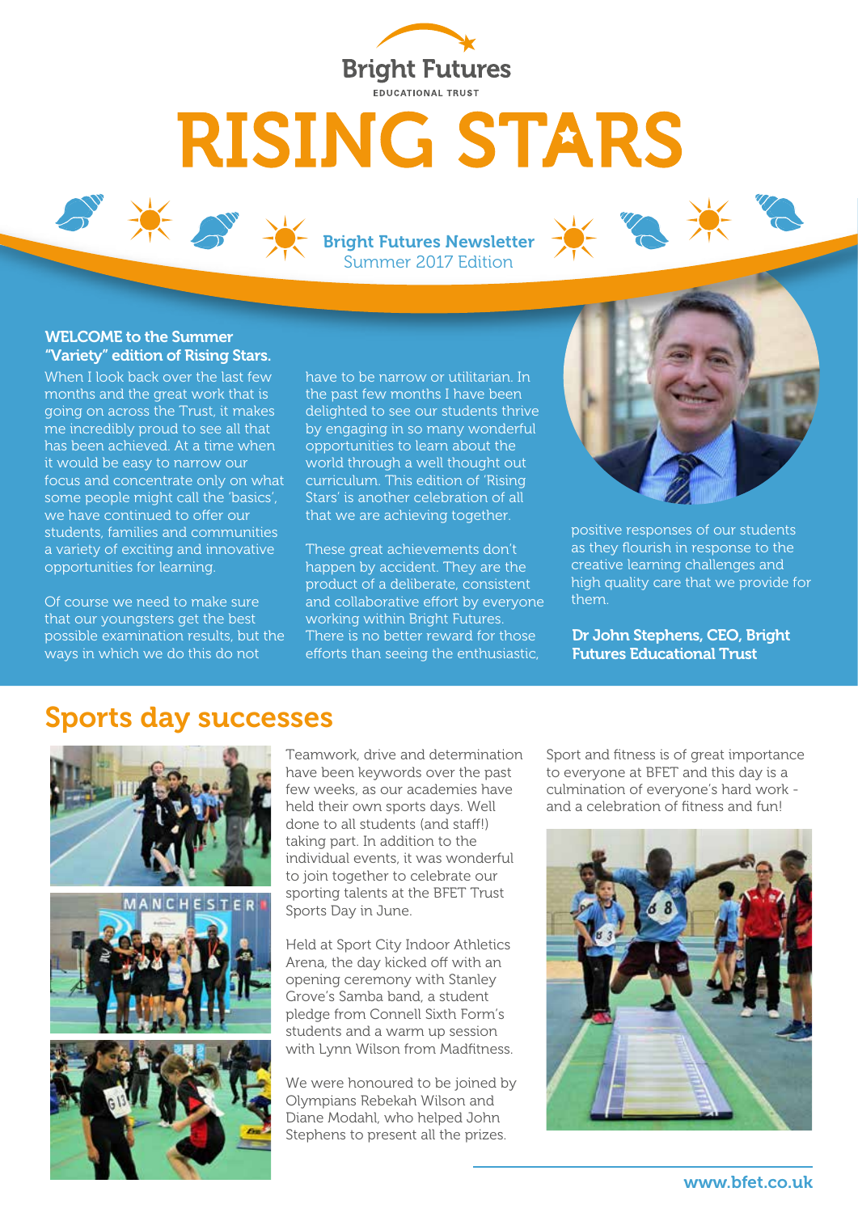Bright Futures

EDUCATIONAL TRUST

# RISING STARS

**Bright Futures Newsletter**
Summer 2017 Edition

**WELCOME to the Summer "Variety" edition of Rising Stars.**

When I look back over the last few months and the great work that is going on across the Trust, it makes me incredibly proud to see all that has been achieved. At a time when it would be easy to narrow our focus and concentrate only on what some people might call the 'basics', we have continued to offer our students, families and communities a variety of exciting and innovative opportunities for learning.

Of course we need to make sure that our youngsters get the best possible examination results, but the ways in which we do this do not have to be narrow or utilitarian. In the past few months I have been delighted to see our students thrive by engaging in so many wonderful opportunities to learn about the world through a well thought out curriculum. This edition of 'Rising Stars' is another celebration of all that we are achieving together.

These great achievements don't happen by accident. They are the product of a deliberate, consistent and collaborative effort by everyone working within Bright Futures. There is no better reward for those efforts than seeing the enthusiastic, positive responses of our students as they flourish in response to the creative learning challenges and high quality care that we provide for them.

**Dr John Stephens, CEO, Bright Futures Educational Trust**

## Sports day successes

Teamwork, drive and determination have been keywords over the past few weeks, as our academies have held their own sports days. Well done to all students (and staff!) taking part. In addition to the individual events, it was wonderful to join together to celebrate our sporting talents at the BFET Trust Sports Day in June.

Held at Sport City Indoor Athletics Arena, the day kicked off with an opening ceremony with Stanley Grove's Samba band, a student pledge from Connell Sixth Form's students and a warm up session with Lynn Wilson from Madfitness.

We were honoured to be joined by Olympians Rebekah Wilson and Diane Modahl, who helped John Stephens to present all the prizes.

Sport and fitness is of great importance to everyone at BFET and this day is a culmination of everyone's hard work - and a celebration of fitness and fun!

www.bfet.co.uk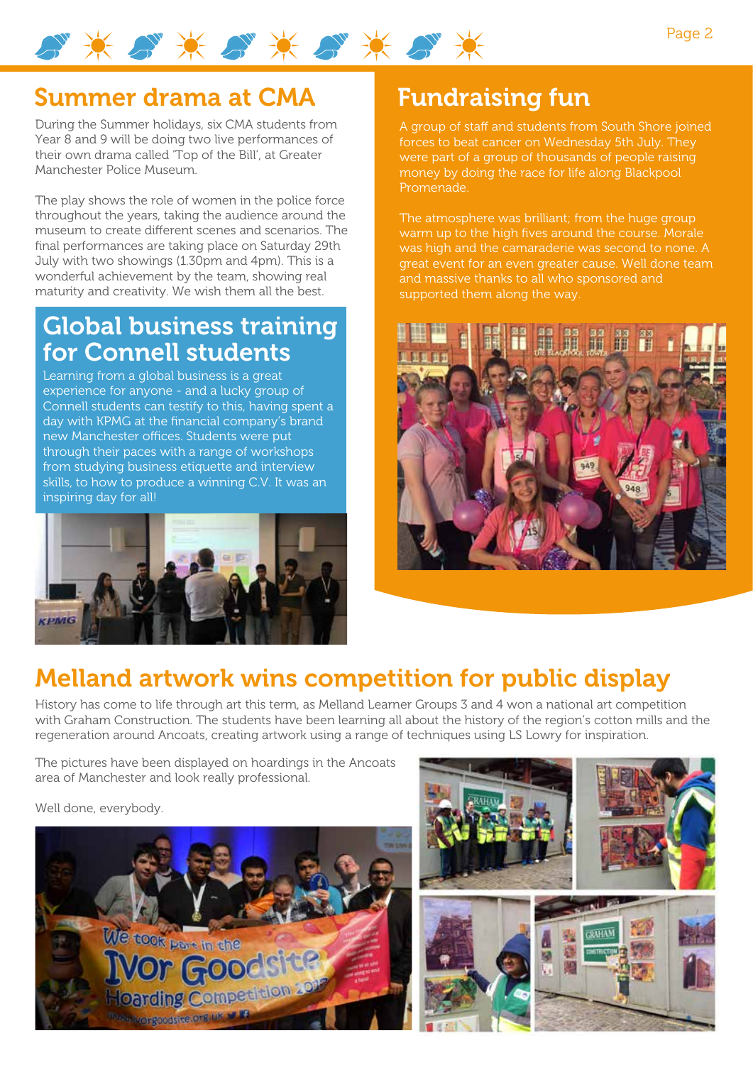## Summer drama at CMA

During the Summer holidays, six CMA students from Year 8 and 9 will be doing two live performances of their own drama called 'Top of the Bill', at Greater Manchester Police Museum.

The play shows the role of women in the police force throughout the years, taking the audience around the museum to create different scenes and scenarios. The final performances are taking place on Saturday 29th July with two showings (1.30pm and 4pm). This is a wonderful achievement by the team, showing real maturity and creativity. We wish them all the best.

## Global business training for Connell students

Learning from a global business is a great experience for anyone - and a lucky group of Connell students can testify to this, having spent a day with KPMG at the financial company's brand new Manchester offices. Students were put through their paces with a range of workshops from studying business etiquette and interview skills, to how to produce a winning C.V. It was an inspiring day for all!

## Fundraising fun

A group of staff and students from South Shore joined forces to beat cancer on Wednesday 5th July. They were part of a group of thousands of people raising money by doing the race for life along Blackpool Promenade.

The atmosphere was brilliant; from the huge group warm up to the high fives around the course. Morale was high and the camaraderie was second to none. A great event for an even greater cause. Well done team and massive thanks to all who sponsored and supported them along the way.

## Melland artwork wins competition for public display

History has come to life through art this term, as Melland Learner Groups 3 and 4 won a national art competition with Graham Construction. The students have been learning all about the history of the region's cotton mills and the regeneration around Ancoats, creating artwork using a range of techniques using LS Lowry for inspiration.

The pictures have been displayed on hoardings in the Ancoats area of Manchester and look really professional.

Well done, everybody.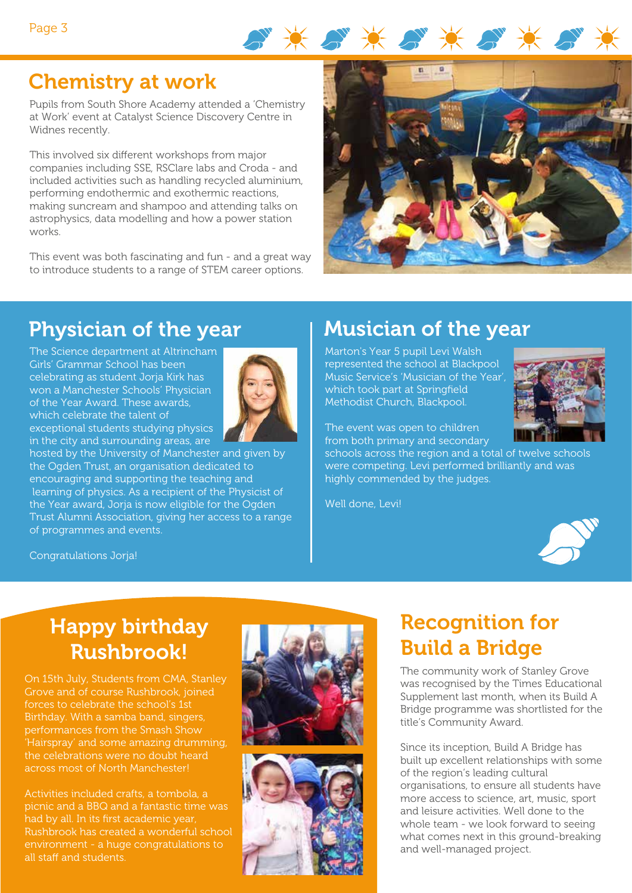## Chemistry at work

Pupils from South Shore Academy attended a 'Chemistry at Work' event at Catalyst Science Discovery Centre in Widnes recently.

This involved six different workshops from major companies including SSE, RSClare labs and Croda - and included activities such as handling recycled aluminium, performing endothermic and exothermic reactions, making suncream and shampoo and attending talks on astrophysics, data modelling and how a power station works.

This event was both fascinating and fun - and a great way to introduce students to a range of STEM career options.

## Physician of the year

The Science department at Altrincham Girls' Grammar School has been celebrating as student Jorja Kirk has won a Manchester Schools' Physician of the Year Award. These awards, which celebrate the talent of exceptional students studying physics in the city and surrounding areas, are hosted by the University of Manchester and given by the Ogden Trust, an organisation dedicated to encouraging and supporting the teaching and learning of physics. As a recipient of the Physicist of the Year award, Jorja is now eligible for the Ogden Trust Alumni Association, giving her access to a range of programmes and events.

Congratulations Jorja!

## Musician of the year

Marton's Year 5 pupil Levi Walsh represented the school at Blackpool Music Service's 'Musician of the Year', which took part at Springfield Methodist Church, Blackpool.

The event was open to children from both primary and secondary schools across the region and a total of twelve schools were competing. Levi performed brilliantly and was highly commended by the judges.

Well done, Levi!

## Happy birthday Rushbrook!

On 15th July, Students from CMA, Stanley Grove and of course Rushbrook, joined forces to celebrate the school's 1st Birthday. With a samba band, singers, performances from the Smash Show 'Hairspray' and some amazing drumming, the celebrations were no doubt heard across most of North Manchester!

Activities included crafts, a tombola, a picnic and a BBQ and a fantastic time was had by all. In its first academic year, Rushbrook has created a wonderful school environment - a huge congratulations to all staff and students.

## Recognition for Build a Bridge

The community work of Stanley Grove was recognised by the Times Educational Supplement last month, when its Build A Bridge programme was shortlisted for the title's Community Award.

Since its inception, Build A Bridge has built up excellent relationships with some of the region's leading cultural organisations, to ensure all students have more access to science, art, music, sport and leisure activities. Well done to the whole team - we look forward to seeing what comes next in this ground-breaking and well-managed project.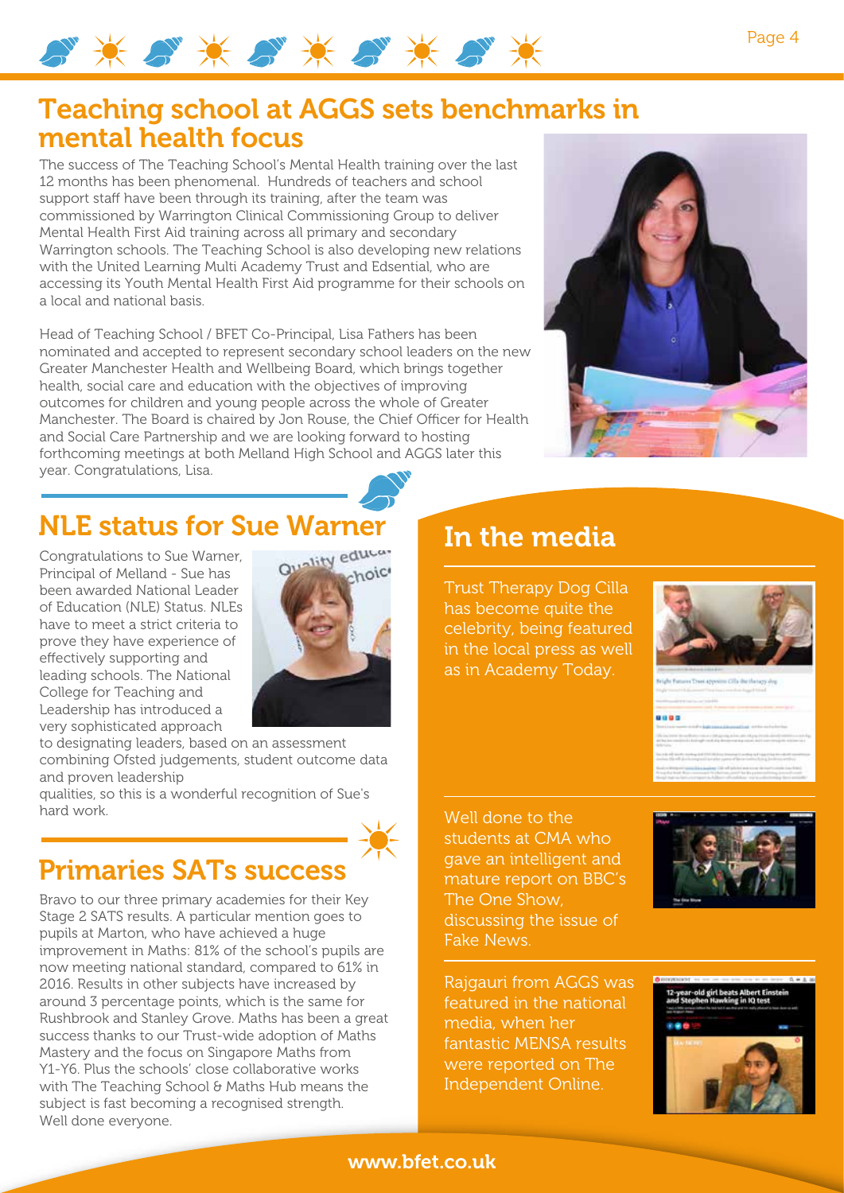## Teaching school at AGGS sets benchmarks in mental health focus

The success of The Teaching School's Mental Health training over the last 12 months has been phenomenal. Hundreds of teachers and school support staff have been through its training, after the team was commissioned by Warrington Clinical Commissioning Group to deliver Mental Health First Aid training across all primary and secondary Warrington schools. The Teaching School is also developing new relations with the United Learning Multi Academy Trust and Edsential, who are accessing its Youth Mental Health First Aid programme for their schools on a local and national basis.

Head of Teaching School / BFET Co-Principal, Lisa Fathers has been nominated and accepted to represent secondary school leaders on the new Greater Manchester Health and Wellbeing Board, which brings together health, social care and education with the objectives of improving outcomes for children and young people across the whole of Greater Manchester. The Board is chaired by Jon Rouse, the Chief Officer for Health and Social Care Partnership and we are looking forward to hosting forthcoming meetings at both Melland High School and AGGS later this year. Congratulations, Lisa.

## NLE status for Sue Warner

Congratulations to Sue Warner, Principal of Melland - Sue has been awarded National Leader of Education (NLE) Status. NLEs have to meet a strict criteria to prove they have experience of effectively supporting and leading schools. The National College for Teaching and Leadership has introduced a very sophisticated approach to designating leaders, based on an assessment combining Ofsted judgements, student outcome data and proven leadership qualities, so this is a wonderful recognition of Sue's hard work.

## Primaries SATs success

Bravo to our three primary academies for their Key Stage 2 SATS results. A particular mention goes to pupils at Marton, who have achieved a huge improvement in Maths: 81% of the school's pupils are now meeting national standard, compared to 61% in 2016. Results in other subjects have increased by around 3 percentage points, which is the same for Rushbrook and Stanley Grove. Maths has been a great success thanks to our Trust-wide adoption of Maths Mastery and the focus on Singapore Maths from Y1-Y6. Plus the schools' close collaborative works with The Teaching School & Maths Hub means the subject is fast becoming a recognised strength. Well done everyone.

## In the media

Trust Therapy Dog Cilla has become quite the celebrity, being featured in the local press as well as in Academy Today.

Well done to the students at CMA who gave an intelligent and mature report on BBC's The One Show, discussing the issue of Fake News.

Rajgauri from AGGS was featured in the national media, when her fantastic MENSA results were reported on The Independent Online.

www.bfet.co.uk